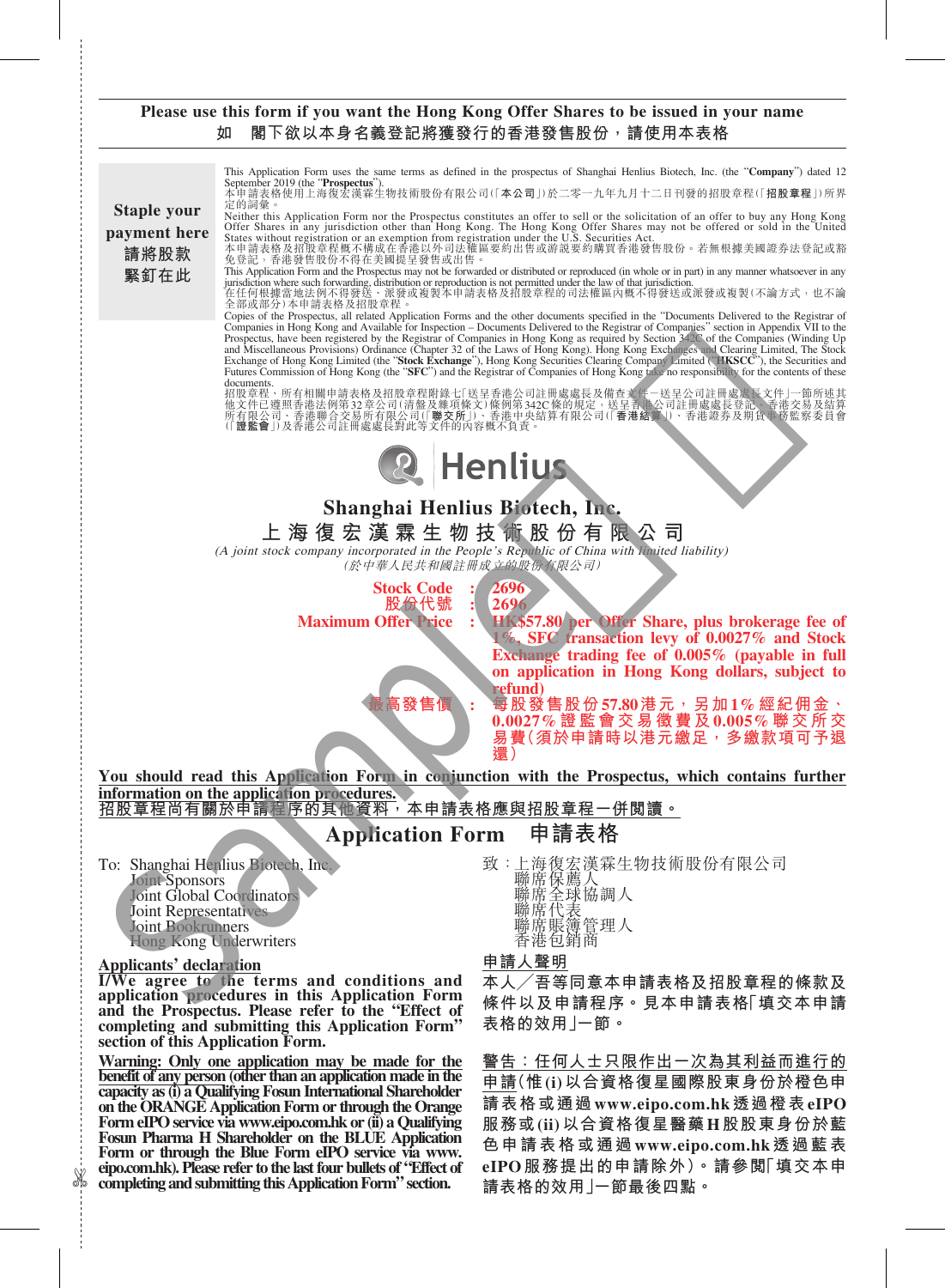**Please use this form if you want the Hong Kong Offer Shares to be issued in your name**
**如 閣下欲以本身名義登記將獲發行的香港發售股份，請使用本表格**

**Staple your payment here**
**請將股款緊釘在此**

This Application Form uses the same terms as defined in the prospectus of Shanghai Henlius Biotech, Inc. (the "**Company**") dated 12 September 2019 (the "**Prospectus**").
本申請表格使用上海復宏漢霖生物技術股份有限公司(「**本公司**」)於二零一九年九月十二日刊發的招股章程(「**招股章程**」)所界定的詞彙。

Neither this Application Form nor the Prospectus constitutes an offer to sell or the solicitation of an offer to buy any Hong Kong Offer Shares in any jurisdiction other than Hong Kong. The Hong Kong Offer Shares may not be offered or sold in the United States without registration or an exemption from registration under the U.S. Securities Act.
本申請表格及招股章程概不構成在香港以外司法權區要約出售或游說要約購買香港發售股份。若無根據美國證券法登記或豁免登記，香港發售股份不得在美國提呈發售或出售。

This Application Form and the Prospectus may not be forwarded or distributed or reproduced (in whole or in part) in any manner whatsoever in any jurisdiction where such forwarding, distribution or reproduction is not permitted under the law of that jurisdiction.
在任何根據當地法例不得發送、派發或複製本申請表格及招股章程的司法權區內概不得發送或派發或複製(不論方式，也不論全部或部分)本申請表格及招股章程。

Copies of the Prospectus, all related Application Forms and the other documents specified in the "Documents Delivered to the Registrar of Companies in Hong Kong and Available for Inspection – Documents Delivered to the Registrar of Companies" section in Appendix VII to the Prospectus, have been registered by the Registrar of Companies in Hong Kong as required by Section 342C of the Companies (Winding Up and Miscellaneous Provisions) Ordinance (Chapter 32 of the Laws of Hong Kong). Hong Kong Exchanges and Clearing Limited, The Stock Exchange of Hong Kong Limited (the "**Stock Exchange**"), Hong Kong Securities Clearing Company Limited ("**HKSCC**"), the Securities and Futures Commission of Hong Kong (the "**SFC**") and the Registrar of Companies of Hong Kong take no responsibility for the contents of these documents.
招股章程、所有相關申請表格及招股章程附錄七「送呈香港公司註冊處處長及備查文件－送呈公司註冊處處長文件」一節所述其他文件已遵照香港法例第32章公司(清盤及雜項條文)條例第342C條的規定，送呈香港公司註冊處處長登記。香港交易及結算所有限公司、香港聯合交易所有限公司(「**聯交所**」)、香港中央結算有限公司(「**香港結算**」)、香港證券及期貨事務監察委員會(「**證監會**」)及香港公司註冊處處長對此等文件的內容概不負責。

Henlius

# Shanghai Henlius Biotech, Inc.
# 上海復宏漢霖生物技術股份有限公司

*(A joint stock company incorporated in the People's Republic of China with limited liability)*
*(於中華人民共和國註冊成立的股份有限公司)*

**Stock Code** : **2696**
**股份代號** : **2696**
**Maximum Offer Price** : **HK$57.80 per Offer Share, plus brokerage fee of 1%, SFC transaction levy of 0.0027% and Stock Exchange trading fee of 0.005% (payable in full on application in Hong Kong dollars, subject to refund)**
**最高發售價** : **每股發售股份57.80港元，另加1%經紀佣金、0.0027%證監會交易徵費及0.005%聯交所交易費(須於申請時以港元繳足，多繳款項可予退還)**

**You should read this Application Form in conjunction with the Prospectus, which contains further information on the application procedures.**
**招股章程尚有關於申請程序的其他資料，本申請表格應與招股章程一併閱讀。**

## Application Form 申請表格

To: Shanghai Henlius Biotech, Inc.
Joint Sponsors
Joint Global Coordinators
Joint Representatives
Joint Bookrunners
Hong Kong Underwriters

致：上海復宏漢霖生物技術股份有限公司
聯席保薦人
聯席全球協調人
聯席代表
聯席賬簿管理人
香港包銷商

**Applicants' declaration**

**I/We agree to the terms and conditions and application procedures in this Application Form and the Prospectus. Please refer to the "Effect of completing and submitting this Application Form" section of this Application Form.**

**Warning: Only one application may be made for the benefit of any person (other than an application made in the capacity as (i) a Qualifying Fosun International Shareholder on the ORANGE Application Form or through the Orange Form eIPO service via www.eipo.com.hk or (ii) a Qualifying Fosun Pharma H Shareholder on the BLUE Application Form or through the Blue Form eIPO service via www.eipo.com.hk). Please refer to the last four bullets of "Effect of completing and submitting this Application Form" section.**

**申請人聲明**

**本人╱吾等同意本申請表格及招股章程的條款及條件以及申請程序。見本申請表格「填交本申請表格的效用」一節。**

**警告：任何人士只限作出一次為其利益而進行的申請(惟(i)以合資格復星國際股東身份於橙色申請表格或通過www.eipo.com.hk透過橙表eIPO服務或(ii)以合資格復星醫藥H股股東身份於藍色申請表格或通過www.eipo.com.hk透過藍表eIPO服務提出的申請除外)。請參閱「填交本申請表格的效用」一節最後四點。**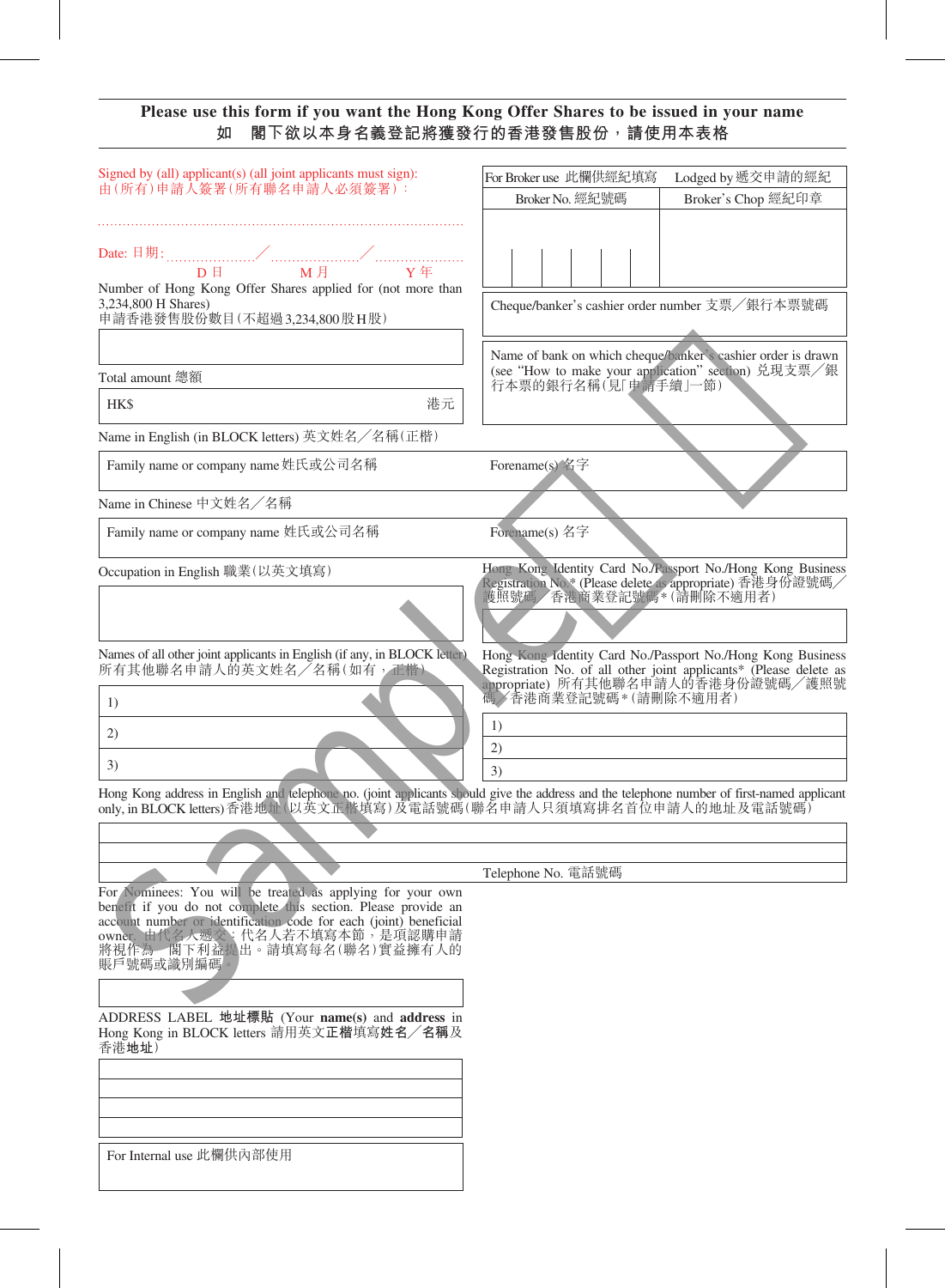**Please use this form if you want the Hong Kong Offer Shares to be issued in your name**
**如 閣下欲以本身名義登記將獲發行的香港發售股份，請使用本表格**

Signed by (all) applicant(s) (all joint applicants must sign):
由(所有)申請人簽署(所有聯名申請人必須簽署)：

........................................................................................

Date: 日期: ..................../..................../....................
D 日 M 月 Y 年

| For Broker use 此欄供經紀填寫 | Lodged by 遞交申請的經紀 |
|---|---|
| Broker No. 經紀號碼 | Broker's Chop 經紀印章 |
| | |

Number of Hong Kong Offer Shares applied for (not more than 3,234,800 H Shares)
申請香港發售股份數目(不超過3,234,800股H股)

Cheque/banker's cashier order number 支票／銀行本票號碼

Name of bank on which cheque/banker's cashier order is drawn (see "How to make your application" section) 兑現支票／銀行本票的銀行名稱(見「申請手續」一節)

Total amount 總額

HK$ 港元

Name in English (in BLOCK letters) 英文姓名／名稱(正楷)

| Family name or company name 姓氏或公司名稱 | Forename(s) 名字 |
|---|---|

Name in Chinese 中文姓名／名稱

| Family name or company name 姓氏或公司名稱 | Forename(s) 名字 |
|---|---|

Occupation in English 職業(以英文填寫)

Hong Kong Identity Card No./Passport No./Hong Kong Business Registration No.* (Please delete as appropriate) 香港身份證號碼／護照號碼／香港商業登記號碼*(請刪除不適用者)

Names of all other joint applicants in English (if any, in BLOCK letters) 所有其他聯名申請人的英文姓名／名稱(如有，正楷)

1)
2)
3)

Hong Kong Identity Card No./Passport No./Hong Kong Business Registration No. of all other joint applicants* (Please delete as appropriate) 所有其他聯名申請人的香港身份證號碼／護照號碼／香港商業登記號碼*(請刪除不適用者)

1)
2)
3)

Hong Kong address in English and telephone no. (joint applicants should give the address and the telephone number of first-named applicant only, in BLOCK letters) 香港地址(以英文正楷填寫)及電話號碼(聯名申請人只須填寫排名首位申請人的地址及電話號碼)

Telephone No. 電話號碼

For Nominees: You will be treated as applying for your own benefit if you do not complete this section. Please provide an account number or identification code for each (joint) beneficial owner. 由代名人遞交：代名人若不填寫本節，是項認購申請將視作為 閣下利益提出。請填寫每名(聯名)實益擁有人的賬戶號碼或識別編碼。

ADDRESS LABEL **地址標貼** (Your **name(s)** and **address** in Hong Kong in BLOCK letters 請用英文**正楷**填寫**姓名／名稱**及香港**地址**)

For Internal use 此欄供內部使用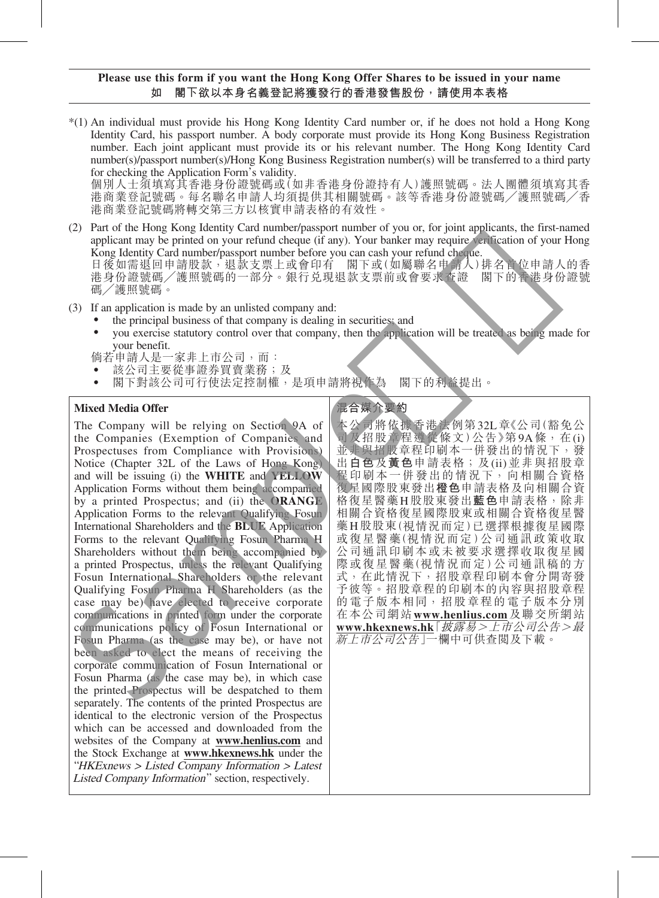**Please use this form if you want the Hong Kong Offer Shares to be issued in your name**
**如　閣下欲以本身名義登記將獲發行的香港發售股份，請使用本表格**

*(1) An individual must provide his Hong Kong Identity Card number or, if he does not hold a Hong Kong Identity Card, his passport number. A body corporate must provide its Hong Kong Business Registration number. Each joint applicant must provide its or his relevant number. The Hong Kong Identity Card number(s)/passport number(s)/Hong Kong Business Registration number(s) will be transferred to a third party for checking the Application Form's validity.
個別人士須填寫其香港身份證號碼或(如非香港身份證持有人)護照號碼。法人團體須填寫其香港商業登記號碼。每名聯名申請人均須提供其相關號碼。該等香港身份證號碼／護照號碼／香港商業登記號碼將轉交第三方以核實申請表格的有效性。

(2) Part of the Hong Kong Identity Card number/passport number of you or, for joint applicants, the first-named applicant may be printed on your refund cheque (if any). Your banker may require verification of your Hong Kong Identity Card number/passport number before you can cash your refund cheque.
日後如需退回申請股款，退款支票上或會印有　閣下或(如屬聯名申請人)排名首位申請人的香港身份證號碼／護照號碼的一部分。銀行兌現退款支票前或會要求查證　閣下的香港身份證號碼／護照號碼。

(3) If an application is made by an unlisted company and:
- the principal business of that company is dealing in securities; and
- you exercise statutory control over that company, then the application will be treated as being made for your benefit.

倘若申請人是一家非上市公司，而：
- 該公司主要從事證券買賣業務；及
- 閣下對該公司可行使法定控制權，是項申請將視作為　閣下的利益提出。

**Mixed Media Offer**

The Company will be relying on Section 9A of the Companies (Exemption of Companies and Prospectuses from Compliance with Provisions) Notice (Chapter 32L of the Laws of Hong Kong) and will be issuing (i) the **WHITE** and **YELLOW** Application Forms without them being accompanied by a printed Prospectus; and (ii) the **ORANGE** Application Forms to the relevant Qualifying Fosun International Shareholders and the **BLUE** Application Forms to the relevant Qualifying Fosun Pharma H Shareholders without them being accompanied by a printed Prospectus, unless the relevant Qualifying Fosun International Shareholders or the relevant Qualifying Fosun Pharma H Shareholders (as the case may be) have elected to receive corporate communications in printed form under the corporate communications policy of Fosun International or Fosun Pharma (as the case may be), or have not been asked to elect the means of receiving the corporate communication of Fosun International or Fosun Pharma (as the case may be), in which case the printed Prospectus will be despatched to them separately. The contents of the printed Prospectus are identical to the electronic version of the Prospectus which can be accessed and downloaded from the websites of the Company at **www.henlius.com** and the Stock Exchange at **www.hkexnews.hk** under the "*HKExnews > Listed Company Information > Latest Listed Company Information*" section, respectively.

**混合媒介要約**

本公司將依據香港法例第32L章《公司(豁免公司及招股章程遵從條文)公告》第9A條，在(i)並非與招股章程印刷本一併發出的情況下，發出**白色**及**黃色**申請表格；及(ii)並非與招股章程印刷本一併發出的情況下，向相關合資格復星國際股東發出**橙色**申請表格及向相關合資格復星醫藥H股股東發出**藍色**申請表格，除非相關合資格復星國際股東或相關合資格復星醫藥H股股東(視情況而定)已選擇根據復星國際或復星醫藥(視情況而定)公司通訊政策收取公司通訊印刷本或未被要求選擇收取復星國際或復星醫藥(視情況而定)公司通訊稿的方式，在此情況下，招股章程印刷本會分開寄發予彼等。招股章程的印刷本的內容與招股章程的電子版本相同，招股章程的電子版本分別在本公司網站**www.henlius.com**及聯交所網站**www.hkexnews.hk**「*披露易＞上市公司公告＞最新上市公司公告*」一欄中可供查閱及下載。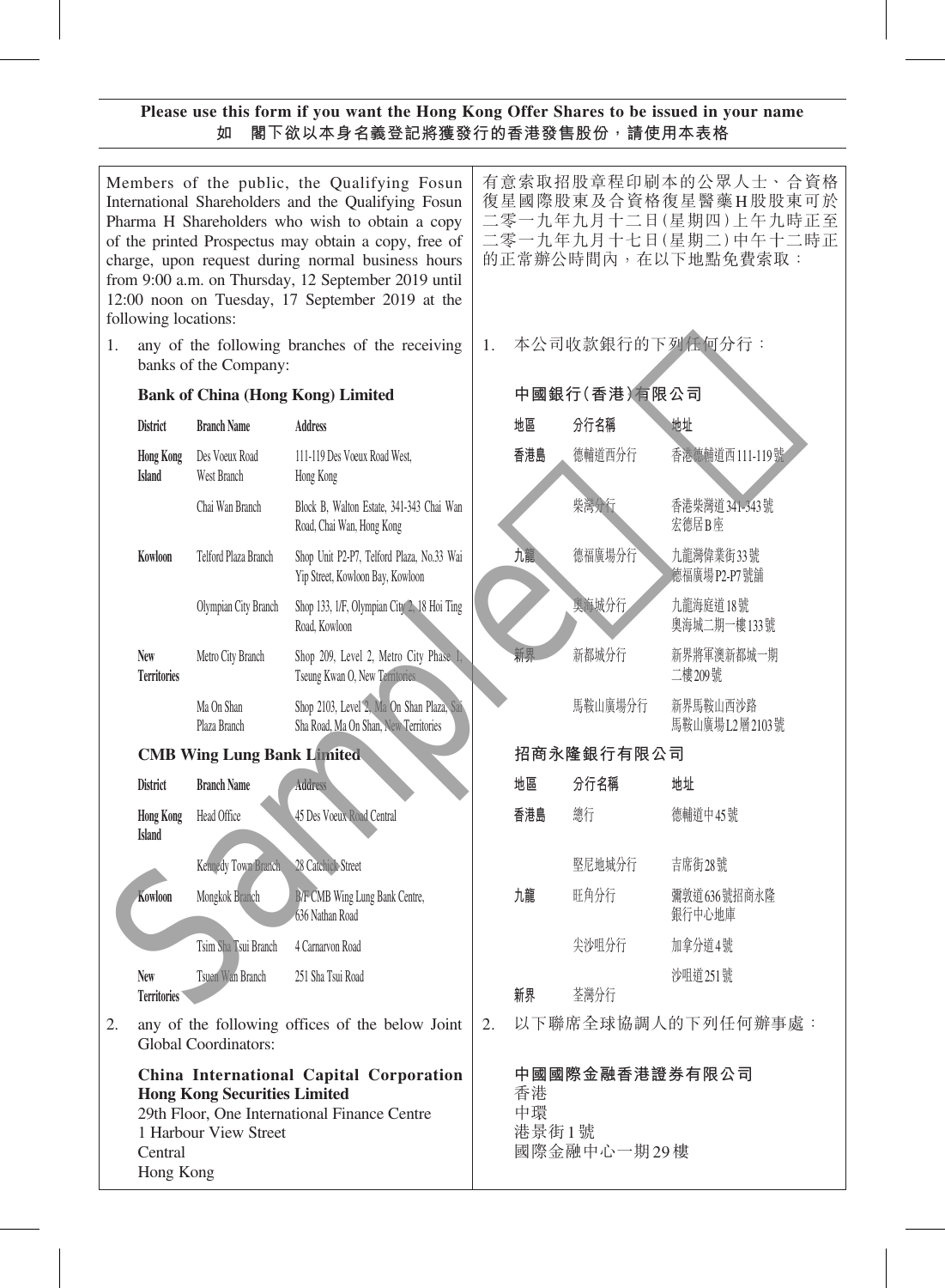**Please use this form if you want the Hong Kong Offer Shares to be issued in your name**
**如 閣下欲以本身名義登記將獲發行的香港發售股份，請使用本表格**

Members of the public, the Qualifying Fosun International Shareholders and the Qualifying Fosun Pharma H Shareholders who wish to obtain a copy of the printed Prospectus may obtain a copy, free of charge, upon request during normal business hours from 9:00 a.m. on Thursday, 12 September 2019 until 12:00 noon on Tuesday, 17 September 2019 at the following locations:

1. any of the following branches of the receiving banks of the Company:

**Bank of China (Hong Kong) Limited**

| District | Branch Name | Address |
|---|---|---|
| Hong Kong Island | Des Voeux Road West Branch | 111-119 Des Voeux Road West, Hong Kong |
| | Chai Wan Branch | Block B, Walton Estate, 341-343 Chai Wan Road, Chai Wan, Hong Kong |
| Kowloon | Telford Plaza Branch | Shop Unit P2-P7, Telford Plaza, No.33 Wai Yip Street, Kowloon Bay, Kowloon |
| | Olympian City Branch | Shop 133, 1/F, Olympian City 2, 18 Hoi Ting Road, Kowloon |
| New Territories | Metro City Branch | Shop 209, Level 2, Metro City Phase 1, Tseung Kwan O, New Territories |
| | Ma On Shan Plaza Branch | Shop 2103, Level 2, Ma On Shan Plaza, Sai Sha Road, Ma On Shan, New Territories |

**CMB Wing Lung Bank Limited**

| District | Branch Name | Address |
|---|---|---|
| Hong Kong Island | Head Office | 45 Des Voeux Road Central |
| | Kennedy Town Branch | 28 Catchick Street |
| Kowloon | Mongkok Branch | B/F CMB Wing Lung Bank Centre, 636 Nathan Road |
| | Tsim Sha Tsui Branch | 4 Carnarvon Road |
| New Territories | Tsuen Wan Branch | 251 Sha Tsui Road |

2. any of the following offices of the below Joint Global Coordinators:

**China International Capital Corporation Hong Kong Securities Limited**
29th Floor, One International Finance Centre
1 Harbour View Street
Central
Hong Kong

有意索取招股章程印刷本的公眾人士、合資格復星國際股東及合資格復星醫藥H股股東可於二零一九年九月十二日(星期四)上午九時正至二零一九年九月十七日(星期二)中午十二時正的正常辦公時間內，在以下地點免費索取：

1. 本公司收款銀行的下列任何分行：

**中國銀行(香港)有限公司**

| 地區 | 分行名稱 | 地址 |
|---|---|---|
| 香港島 | 德輔道西分行 | 香港德輔道西111-119號 |
| | 柴灣分行 | 香港柴灣道341-343號宏德居B座 |
| 九龍 | 德福廣場分行 | 九龍灣偉業街33號德福廣場P2-P7號舖 |
| | 奧海城分行 | 九龍海庭道18號奧海城二期一樓133號 |
| 新界 | 新都城分行 | 新界將軍澳新都城一期二樓209號 |
| | 馬鞍山廣場分行 | 新界馬鞍山西沙路馬鞍山廣場L2層2103號 |

**招商永隆銀行有限公司**

| 地區 | 分行名稱 | 地址 |
|---|---|---|
| 香港島 | 總行 | 德輔道中45號 |
| | 堅尼地城分行 | 吉席街28號 |
| 九龍 | 旺角分行 | 彌敦道636號招商永隆銀行中心地庫 |
| | 尖沙咀分行 | 加拿分道4號 |
| 新界 | 荃灣分行 | 沙咀道251號 |

2. 以下聯席全球協調人的下列任何辦事處：

**中國國際金融香港證券有限公司**
香港
中環
港景街1號
國際金融中心一期29樓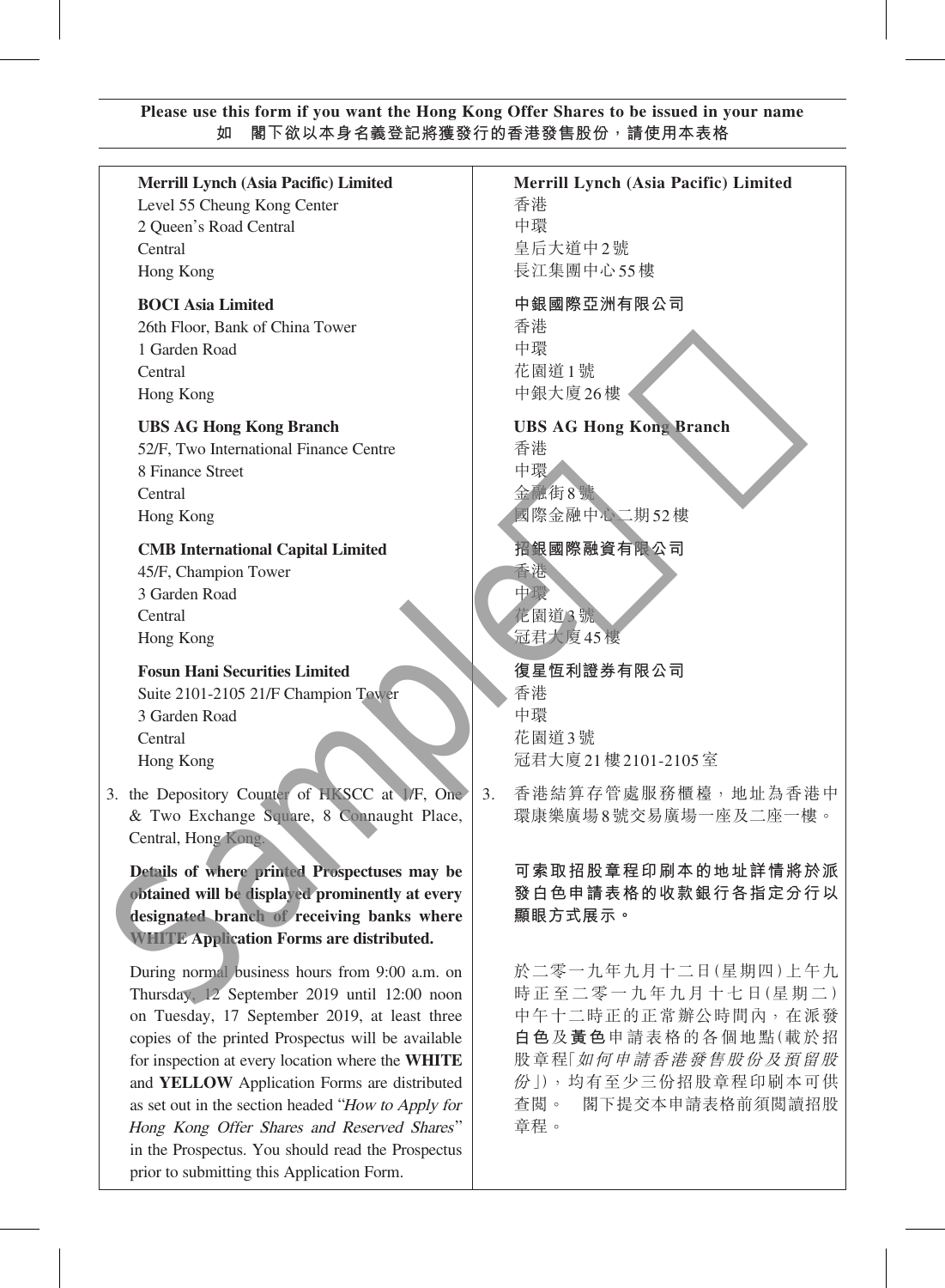**Please use this form if you want the Hong Kong Offer Shares to be issued in your name**
**如 閣下欲以本身名義登記將獲發行的香港發售股份，請使用本表格**

**Merrill Lynch (Asia Pacific) Limited**
Level 55 Cheung Kong Center
2 Queen's Road Central
Central
Hong Kong

**BOCI Asia Limited**
26th Floor, Bank of China Tower
1 Garden Road
Central
Hong Kong

**UBS AG Hong Kong Branch**
52/F, Two International Finance Centre
8 Finance Street
Central
Hong Kong

**CMB International Capital Limited**
45/F, Champion Tower
3 Garden Road
Central
Hong Kong

**Fosun Hani Securities Limited**
Suite 2101-2105 21/F Champion Tower
3 Garden Road
Central
Hong Kong

3. the Depository Counter of HKSCC at 1/F, One & Two Exchange Square, 8 Connaught Place, Central, Hong Kong.

**Details of where printed Prospectuses may be obtained will be displayed prominently at every designated branch of receiving banks where WHITE Application Forms are distributed.**

During normal business hours from 9:00 a.m. on Thursday, 12 September 2019 until 12:00 noon on Tuesday, 17 September 2019, at least three copies of the printed Prospectus will be available for inspection at every location where the **WHITE** and **YELLOW** Application Forms are distributed as set out in the section headed "*How to Apply for Hong Kong Offer Shares and Reserved Shares*" in the Prospectus. You should read the Prospectus prior to submitting this Application Form.

**Merrill Lynch (Asia Pacific) Limited**
香港
中環
皇后大道中2號
長江集團中心55樓

**中銀國際亞洲有限公司**
香港
中環
花園道1號
中銀大廈26樓

**UBS AG Hong Kong Branch**
香港
中環
金融街8號
國際金融中心二期52樓

**招銀國際融資有限公司**
香港
中環
花園道3號
冠君大廈45樓

**復星恒利證券有限公司**
香港
中環
花園道3號
冠君大廈21樓2101-2105室

3. 香港結算存管處服務櫃檯，地址為香港中環康樂廣場8號交易廣場一座及二座一樓。

**可索取招股章程印刷本的地址詳情將於派發白色申請表格的收款銀行各指定分行以顯眼方式展示。**

於二零一九年九月十二日(星期四)上午九時正至二零一九年九月十七日(星期二)中午十二時正的正常辦公時間內，在派發**白色**及**黃色**申請表格的各個地點(載於招股章程「*如何申請香港發售股份及預留股份*」)，均有至少三份招股章程印刷本可供查閱。 閣下提交本申請表格前須閱讀招股章程。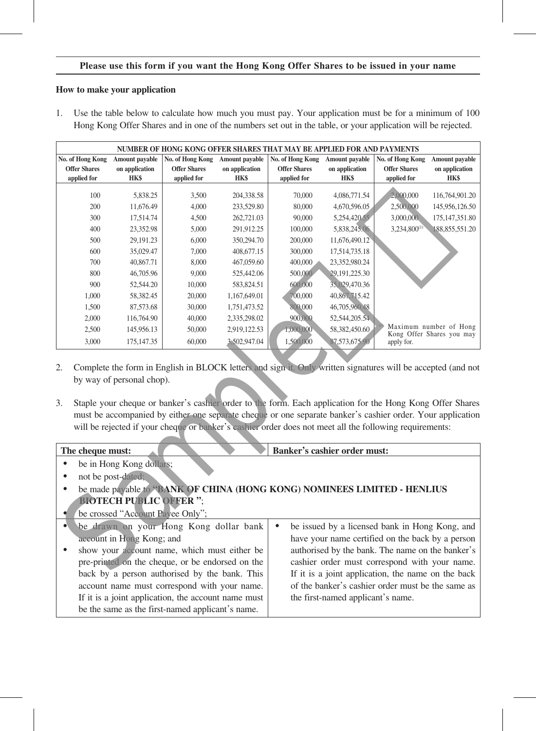**Please use this form if you want the Hong Kong Offer Shares to be issued in your name**

**How to make your application**

1. Use the table below to calculate how much you must pay. Your application must be for a minimum of 100 Hong Kong Offer Shares and in one of the numbers set out in the table, or your application will be rejected.

| NUMBER OF HONG KONG OFFER SHARES THAT MAY BE APPLIED FOR AND PAYMENTS | | | | | | | |
|---|---|---|---|---|---|---|---|
| **No. of Hong Kong Offer Shares applied for** | **Amount payable on application HK$** | **No. of Hong Kong Offer Shares applied for** | **Amount payable on application HK$** | **No. of Hong Kong Offer Shares applied for** | **Amount payable on application HK$** | **No. of Hong Kong Offer Shares applied for** | **Amount payable on application HK$** |
| 100 | 5,838.25 | 3,500 | 204,338.58 | 70,000 | 4,086,771.54 | 2,000,000 | 116,764,901.20 |
| 200 | 11,676.49 | 4,000 | 233,529.80 | 80,000 | 4,670,596.05 | 2,500,000 | 145,956,126.50 |
| 300 | 17,514.74 | 4,500 | 262,721.03 | 90,000 | 5,254,420.55 | 3,000,000 | 175,147,351.80 |
| 400 | 23,352.98 | 5,000 | 291,912.25 | 100,000 | 5,838,245.06 | 3,234,800[(1)] | 188,855,551.20 |
| 500 | 29,191.23 | 6,000 | 350,294.70 | 200,000 | 11,676,490.12 | | |
| 600 | 35,029.47 | 7,000 | 408,677.15 | 300,000 | 17,514,735.18 | | |
| 700 | 40,867.71 | 8,000 | 467,059.60 | 400,000 | 23,352,980.24 | | |
| 800 | 46,705.96 | 9,000 | 525,442.06 | 500,000 | 29,191,225.30 | | |
| 900 | 52,544.20 | 10,000 | 583,824.51 | 600,000 | 35,029,470.36 | | |
| 1,000 | 58,382.45 | 20,000 | 1,167,649.01 | 700,000 | 40,867,715.42 | | |
| 1,500 | 87,573.68 | 30,000 | 1,751,473.52 | 800,000 | 46,705,960.48 | | |
| 2,000 | 116,764.90 | 40,000 | 2,335,298.02 | 900,000 | 52,544,205.54 | | |
| 2,500 | 145,956.13 | 50,000 | 2,919,122.53 | 1,000,000 | 58,382,450.60 | | |
| 3,000 | 175,147.35 | 60,000 | 3,502,947.04 | 1,500,000 | 87,573,675.90 | | |

(1) Maximum number of Hong Kong Offer Shares you may apply for.

2. Complete the form in English in BLOCK letters and sign it. Only written signatures will be accepted (and not by way of personal chop).

3. Staple your cheque or banker's cashier order to the form. Each application for the Hong Kong Offer Shares must be accompanied by either one separate cheque or one separate banker's cashier order. Your application will be rejected if your cheque or banker's cashier order does not meet all the following requirements:

| The cheque must: | Banker's cashier order must: |
|---|---|
| • be in Hong Kong dollars;<br>• not be post-dated;<br>• be made payable to **"BANK OF CHINA (HONG KONG) NOMINEES LIMITED - HENLIUS BIOTECH PUBLIC OFFER "**;<br>• be crossed "Account Payee Only"; | |
| • be drawn on your Hong Kong dollar bank account in Hong Kong; and<br>• show your account name, which must either be pre-printed on the cheque, or be endorsed on the back by a person authorised by the bank. This account name must correspond with your name. If it is a joint application, the account name must be the same as the first-named applicant's name. | • be issued by a licensed bank in Hong Kong, and have your name certified on the back by a person authorised by the bank. The name on the banker's cashier order must correspond with your name. If it is a joint application, the name on the back of the banker's cashier order must be the same as the first-named applicant's name. |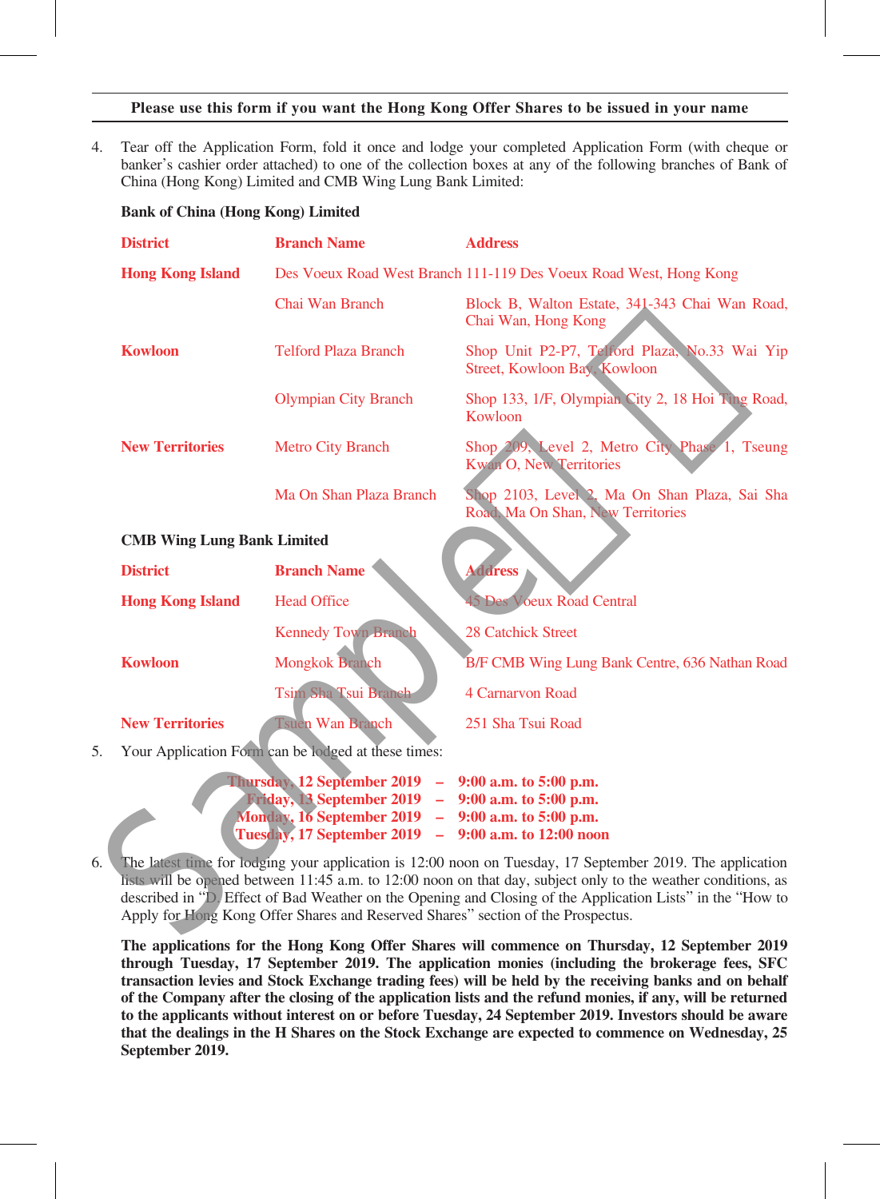**Please use this form if you want the Hong Kong Offer Shares to be issued in your name**

4. Tear off the Application Form, fold it once and lodge your completed Application Form (with cheque or banker's cashier order attached) to one of the collection boxes at any of the following branches of Bank of China (Hong Kong) Limited and CMB Wing Lung Bank Limited:

**Bank of China (Hong Kong) Limited**

| District | Branch Name | Address |
|---|---|---|
| Hong Kong Island | Des Voeux Road West Branch | 111-119 Des Voeux Road West, Hong Kong |
| | Chai Wan Branch | Block B, Walton Estate, 341-343 Chai Wan Road, Chai Wan, Hong Kong |
| Kowloon | Telford Plaza Branch | Shop Unit P2-P7, Telford Plaza, No.33 Wai Yip Street, Kowloon Bay, Kowloon |
| | Olympian City Branch | Shop 133, 1/F, Olympian City 2, 18 Hoi Ting Road, Kowloon |
| New Territories | Metro City Branch | Shop 209, Level 2, Metro City Phase 1, Tseung Kwan O, New Territories |
| | Ma On Shan Plaza Branch | Shop 2103, Level 2, Ma On Shan Plaza, Sai Sha Road, Ma On Shan, New Territories |

**CMB Wing Lung Bank Limited**

| District | Branch Name | Address |
|---|---|---|
| Hong Kong Island | Head Office | 45 Des Voeux Road Central |
| | Kennedy Town Branch | 28 Catchick Street |
| Kowloon | Mongkok Branch | B/F CMB Wing Lung Bank Centre, 636 Nathan Road |
| | Tsim Sha Tsui Branch | 4 Carnarvon Road |
| New Territories | Tsuen Wan Branch | 251 Sha Tsui Road |

5. Your Application Form can be lodged at these times:

   **Thursday, 12 September 2019 – 9:00 a.m. to 5:00 p.m.**
   **Friday, 13 September 2019 – 9:00 a.m. to 5:00 p.m.**
   **Monday, 16 September 2019 – 9:00 a.m. to 5:00 p.m.**
   **Tuesday, 17 September 2019 – 9:00 a.m. to 12:00 noon**

6. The latest time for lodging your application is 12:00 noon on Tuesday, 17 September 2019. The application lists will be opened between 11:45 a.m. to 12:00 noon on that day, subject only to the weather conditions, as described in "D. Effect of Bad Weather on the Opening and Closing of the Application Lists" in the "How to Apply for Hong Kong Offer Shares and Reserved Shares" section of the Prospectus.

   **The applications for the Hong Kong Offer Shares will commence on Thursday, 12 September 2019 through Tuesday, 17 September 2019. The application monies (including the brokerage fees, SFC transaction levies and Stock Exchange trading fees) will be held by the receiving banks and on behalf of the Company after the closing of the application lists and the refund monies, if any, will be returned to the applicants without interest on or before Tuesday, 24 September 2019. Investors should be aware that the dealings in the H Shares on the Stock Exchange are expected to commence on Wednesday, 25 September 2019.**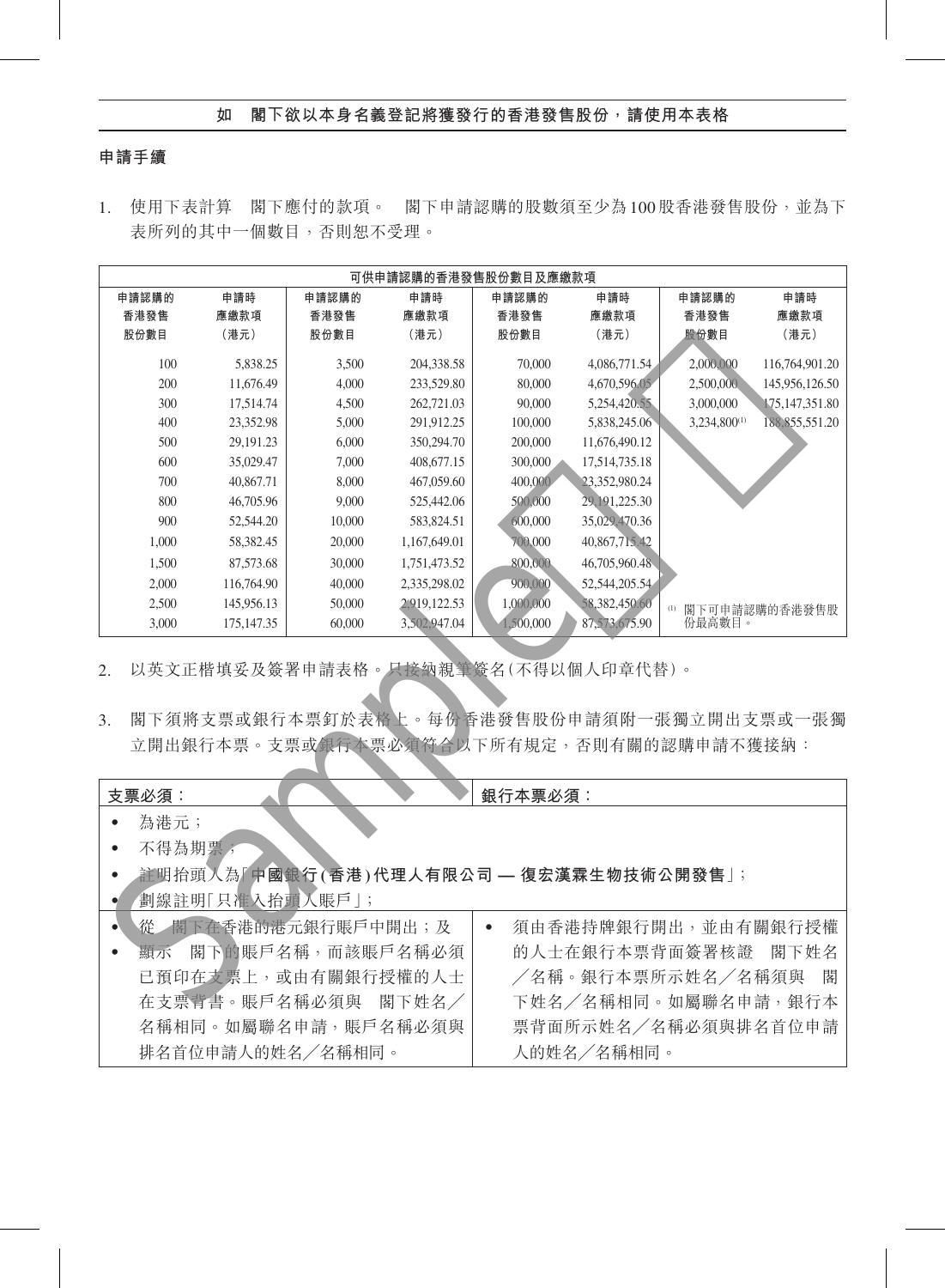## 如　閣下欲以本身名義登記將獲發行的香港發售股份，請使用本表格

### 申請手續

1. 使用下表計算　閣下應付的款項。　閣下申請認購的股數須至少為100股香港發售股份，並為下表所列的其中一個數目，否則恕不受理。

| 可供申請認購的香港發售股份數目及應繳款項 | | | | | | | |
|---|---|---|---|---|---|---|---|
| 申請認購的香港發售股份數目 | 申請時應繳款項（港元） | 申請認購的香港發售股份數目 | 申請時應繳款項（港元） | 申請認購的香港發售股份數目 | 申請時應繳款項（港元） | 申請認購的香港發售股份數目 | 申請時應繳款項（港元） |
| 100 | 5,838.25 | 3,500 | 204,338.58 | 70,000 | 4,086,771.54 | 2,000,000 | 116,764,901.20 |
| 200 | 11,676.49 | 4,000 | 233,529.80 | 80,000 | 4,670,596.05 | 2,500,000 | 145,956,126.50 |
| 300 | 17,514.74 | 4,500 | 262,721.03 | 90,000 | 5,254,420.55 | 3,000,000 | 175,147,351.80 |
| 400 | 23,352.98 | 5,000 | 291,912.25 | 100,000 | 5,838,245.06 | 3,234,800[(1)] | 188,855,551.20 |
| 500 | 29,191.23 | 6,000 | 350,294.70 | 200,000 | 11,676,490.12 | | |
| 600 | 35,029.47 | 7,000 | 408,677.15 | 300,000 | 17,514,735.18 | | |
| 700 | 40,867.71 | 8,000 | 467,059.60 | 400,000 | 23,352,980.24 | | |
| 800 | 46,705.96 | 9,000 | 525,442.06 | 500,000 | 29,191,225.30 | | |
| 900 | 52,544.20 | 10,000 | 583,824.51 | 600,000 | 35,029,470.36 | | |
| 1,000 | 58,382.45 | 20,000 | 1,167,649.01 | 700,000 | 40,867,715.42 | | |
| 1,500 | 87,573.68 | 30,000 | 1,751,473.52 | 800,000 | 46,705,960.48 | | |
| 2,000 | 116,764.90 | 40,000 | 2,335,298.02 | 900,000 | 52,544,205.54 | | |
| 2,500 | 145,956.13 | 50,000 | 2,919,122.53 | 1,000,000 | 58,382,450.60 | (1) 閣下可申請認購的香港發售股份最高數目。 | |
| 3,000 | 175,147.35 | 60,000 | 3,502,947.04 | 1,500,000 | 87,573,675.90 | | |

2. 以英文正楷填妥及簽署申請表格。只接納親筆簽名（不得以個人印章代替）。

3. 閣下須將支票或銀行本票釘於表格上。每份香港發售股份申請須附一張獨立開出支票或一張獨立開出銀行本票。支票或銀行本票必須符合以下所有規定，否則有關的認購申請不獲接納：

| 支票必須： | 銀行本票必須： |
|---|---|
| • 為港元；<br>• 不得為期票；<br>• 註明抬頭人為「**中國銀行（香港）代理人有限公司 — 復宏漢霖生物技術公開發售**」；<br>• 劃線註明「只准入抬頭人賬戶」； | |
| • 從　閣下在香港的港元銀行賬戶中開出；及<br>• 顯示　閣下的賬戶名稱，而該賬戶名稱必須已預印在支票上，或由有關銀行授權的人士在支票背書。賬戶名稱必須與　閣下姓名／名稱相同。如屬聯名申請，賬戶名稱必須與排名首位申請人的姓名／名稱相同。 | • 須由香港持牌銀行開出，並由有關銀行授權的人士在銀行本票背面簽署核證　閣下姓名／名稱。銀行本票所示姓名／名稱須與　閣下姓名／名稱相同。如屬聯名申請，銀行本票背面所示姓名／名稱必須與排名首位申請人的姓名／名稱相同。 |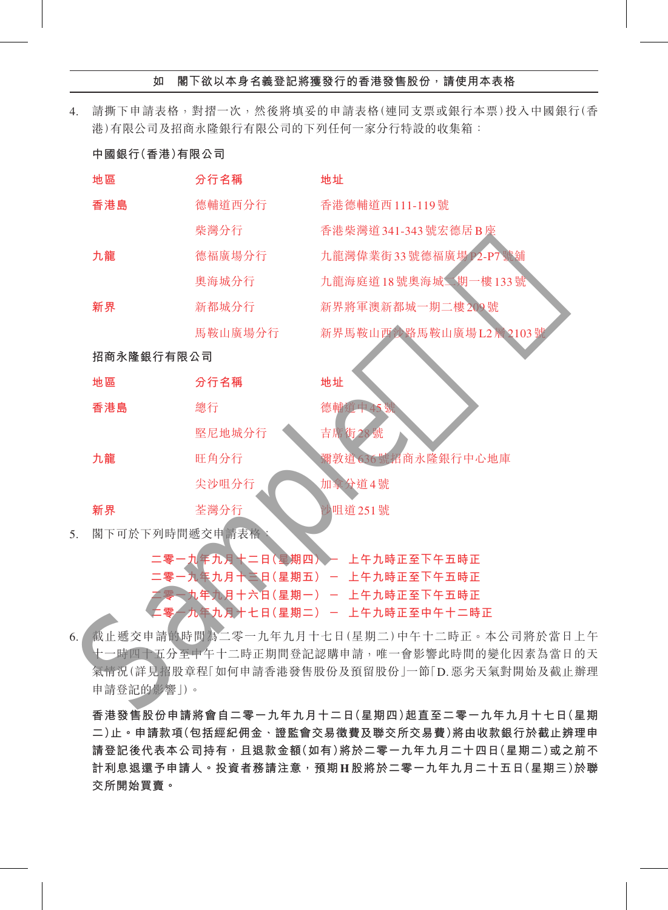**如　閣下欲以本身名義登記將獲發行的香港發售股份，請使用本表格**

4. 請撕下申請表格，對摺一次，然後將填妥的申請表格(連同支票或銀行本票)投入中國銀行(香港)有限公司及招商永隆銀行有限公司的下列任何一家分行特設的收集箱：

**中國銀行(香港)有限公司**

| 地區 | 分行名稱 | 地址 |
|---|---|---|
| 香港島 | 德輔道西分行 | 香港德輔道西111-119號 |
| | 柴灣分行 | 香港柴灣道341-343號宏德居B座 |
| 九龍 | 德福廣場分行 | 九龍灣偉業街33號德福廣場P2-P7號舖 |
| | 奧海城分行 | 九龍海庭道18號奧海城二期一樓133號 |
| 新界 | 新都城分行 | 新界將軍澳新都城一期二樓209號 |
| | 馬鞍山廣場分行 | 新界馬鞍山西沙路馬鞍山廣場L2層2103號 |

**招商永隆銀行有限公司**

| 地區 | 分行名稱 | 地址 |
|---|---|---|
| 香港島 | 總行 | 德輔道中45號 |
| | 堅尼地城分行 | 吉席街28號 |
| 九龍 | 旺角分行 | 彌敦道636號招商永隆銀行中心地庫 |
| | 尖沙咀分行 | 加拿分道4號 |
| 新界 | 荃灣分行 | 沙咀道251號 |

5. 閣下可於下列時間遞交申請表格：

二零一九年九月十二日(星期四) － 上午九時正至下午五時正
二零一九年九月十三日(星期五) － 上午九時正至下午五時正
二零一九年九月十六日(星期一) － 上午九時正至下午五時正
二零一九年九月十七日(星期二) － 上午九時正至中午十二時正

6. 截止遞交申請的時間為二零一九年九月十七日(星期二)中午十二時正。本公司將於當日上午十一時四十五分至中午十二時正期間登記認購申請，唯一會影響此時間的變化因素為當日的天氣情況(詳見招股章程「如何申請香港發售股份及預留股份」一節「D.惡劣天氣對開始及截止辦理申請登記的影響」)。

**香港發售股份申請將會自二零一九年九月十二日(星期四)起直至二零一九年九月十七日(星期二)止。申請款項(包括經紀佣金、證監會交易徵費及聯交所交易費)將由收款銀行於截止辦理申請登記後代表本公司持有，且退款金額(如有)將於二零一九年九月二十四日(星期二)或之前不計利息退還予申請人。投資者務請注意，預期H股將於二零一九年九月二十五日(星期三)於聯交所開始買賣。**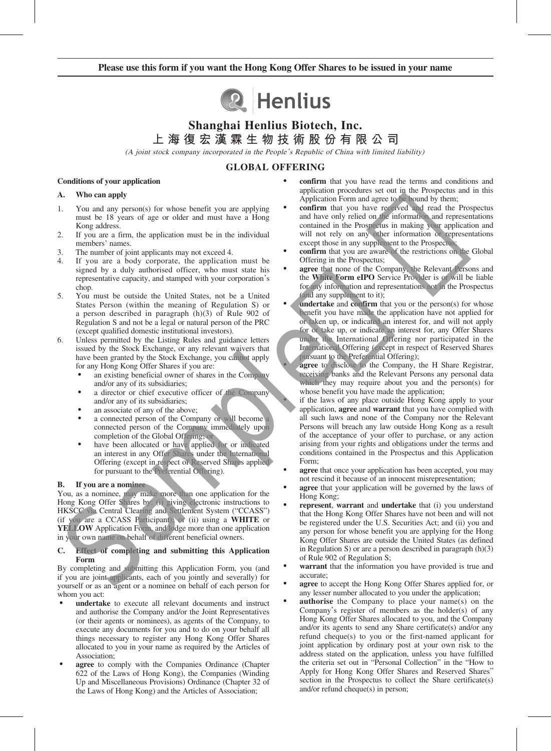**Please use this form if you want the Hong Kong Offer Shares to be issued in your name**

Henlius

# Shanghai Henlius Biotech, Inc.

# 上海復宏漢霖生物技術股份有限公司

*(A joint stock company incorporated in the People's Republic of China with limited liability)*

## GLOBAL OFFERING

### Conditions of your application

#### A. Who can apply

1. You and any person(s) for whose benefit you are applying must be 18 years of age or older and must have a Hong Kong address.
2. If you are a firm, the application must be in the individual members' names.
3. The number of joint applicants may not exceed 4.
4. If you are a body corporate, the application must be signed by a duly authorised officer, who must state his representative capacity, and stamped with your corporation's chop.
5. You must be outside the United States, not be a United States Person (within the meaning of Regulation S) or a person described in paragraph (h)(3) of Rule 902 of Regulation S and not be a legal or natural person of the PRC (except qualified domestic institutional investors).
6. Unless permitted by the Listing Rules and guidance letters issued by the Stock Exchange, or any relevant waivers that have been granted by the Stock Exchange, you cannot apply for any Hong Kong Offer Shares if you are:
   - an existing beneficial owner of shares in the Company and/or any of its subsidiaries;
   - a director or chief executive officer of the Company and/or any of its subsidiaries;
   - an associate of any of the above;
   - a connected person of the Company or will become a connected person of the Company immediately upon completion of the Global Offering; or
   - have been allocated or have applied for or indicated an interest in any Offer Shares under the International Offering (except in respect of Reserved Shares applied for pursuant to the Preferential Offering).

#### B. If you are a nominee

You, as a nominee, may make more than one application for the Hong Kong Offer Shares by: (i) giving electronic instructions to HKSCC via Central Clearing and Settlement System ("CCASS") (if you are a CCASS Participant); or (ii) using a **WHITE** or **YELLOW** Application Form, and lodge more than one application in your own name on behalf of different beneficial owners.

#### C. Effect of completing and submitting this Application Form

By completing and submitting this Application Form, you (and if you are joint applicants, each of you jointly and severally) for yourself or as an agent or a nominee on behalf of each person for whom you act:

- **undertake** to execute all relevant documents and instruct and authorise the Company and/or the Joint Representatives (or their agents or nominees), as agents of the Company, to execute any documents for you and to do on your behalf all things necessary to register any Hong Kong Offer Shares allocated to you in your name as required by the Articles of Association;
- **agree** to comply with the Companies Ordinance (Chapter 622 of the Laws of Hong Kong), the Companies (Winding Up and Miscellaneous Provisions) Ordinance (Chapter 32 of the Laws of Hong Kong) and the Articles of Association;
- **confirm** that you have read the terms and conditions and application procedures set out in the Prospectus and in this Application Form and agree to be bound by them;
- **confirm** that you have received and read the Prospectus and have only relied on the information and representations contained in the Prospectus in making your application and will not rely on any other information or representations except those in any supplement to the Prospectus;
- **confirm** that you are aware of the restrictions on the Global Offering in the Prospectus;
- **agree** that none of the Company, the Relevant Persons and the **White Form eIPO** Service Provider is or will be liable for any information and representations not in the Prospectus (and any supplement to it);
- **undertake** and **confirm** that you or the person(s) for whose benefit you have made the application have not applied for or taken up, or indicated an interest for, and will not apply for or take up, or indicate an interest for, any Offer Shares under the International Offering nor participated in the International Offering (except in respect of Reserved Shares pursuant to the Preferential Offering);
- **agree** to disclose to the Company, the H Share Registrar, receiving banks and the Relevant Persons any personal data which they may require about you and the person(s) for whose benefit you have made the application;
- if the laws of any place outside Hong Kong apply to your application, **agree** and **warrant** that you have complied with all such laws and none of the Company nor the Relevant Persons will breach any law outside Hong Kong as a result of the acceptance of your offer to purchase, or any action arising from your rights and obligations under the terms and conditions contained in the Prospectus and this Application Form;
- **agree** that once your application has been accepted, you may not rescind it because of an innocent misrepresentation;
- **agree** that your application will be governed by the laws of Hong Kong;
- **represent**, **warrant** and **undertake** that (i) you understand that the Hong Kong Offer Shares have not been and will not be registered under the U.S. Securities Act; and (ii) you and any person for whose benefit you are applying for the Hong Kong Offer Shares are outside the United States (as defined in Regulation S) or are a person described in paragraph (h)(3) of Rule 902 of Regulation S;
- **warrant** that the information you have provided is true and accurate;
- **agree** to accept the Hong Kong Offer Shares applied for, or any lesser number allocated to you under the application;
- **authorise** the Company to place your name(s) on the Company's register of members as the holder(s) of any Hong Kong Offer Shares allocated to you, and the Company and/or its agents to send any Share certificate(s) and/or any refund cheque(s) to you or the first-named applicant for joint application by ordinary post at your own risk to the address stated on the application, unless you have fulfilled the criteria set out in "Personal Collection" in the "How to Apply for Hong Kong Offer Shares and Reserved Shares" section in the Prospectus to collect the Share certificate(s) and/or refund cheque(s) in person;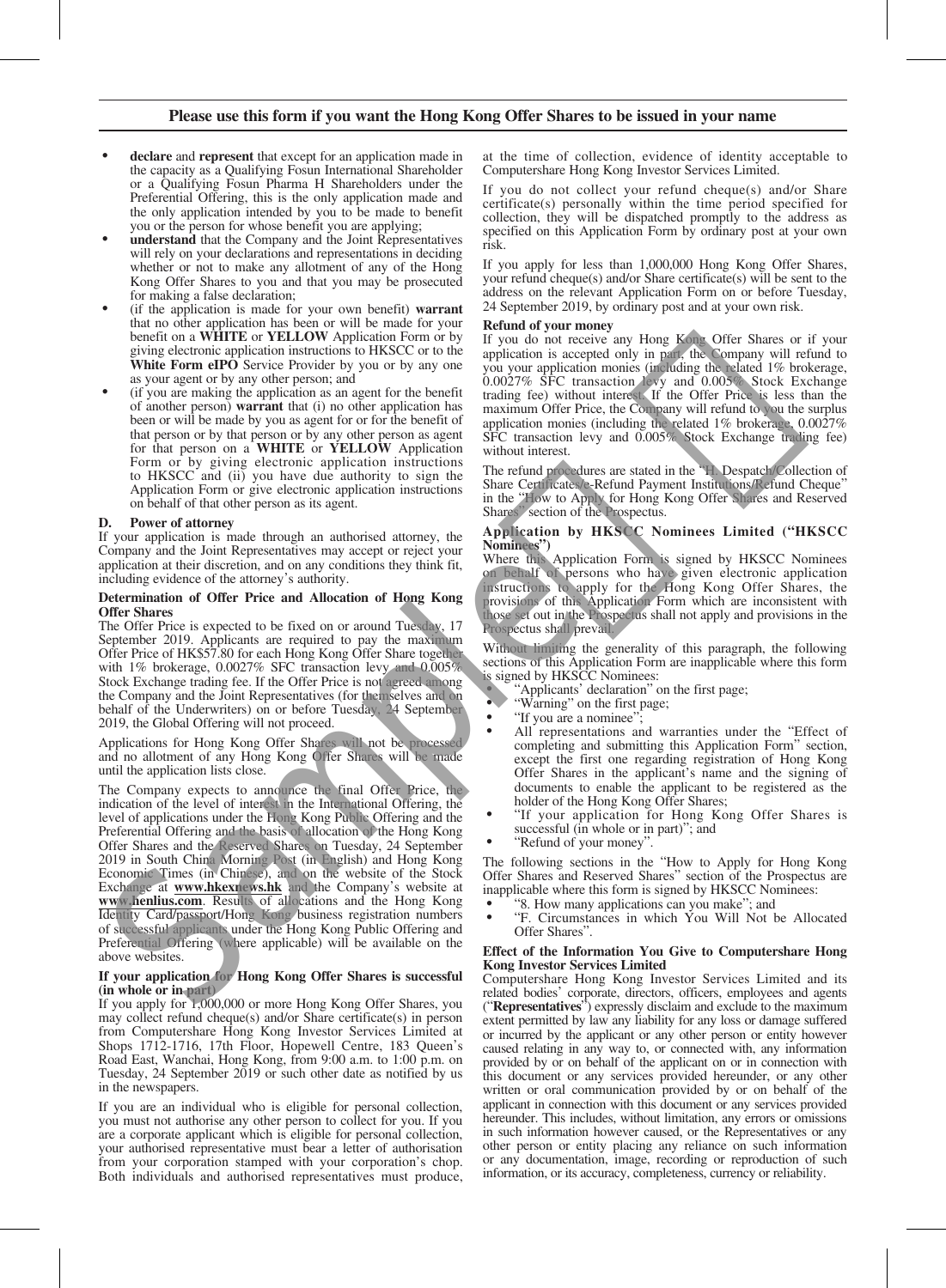**Please use this form if you want the Hong Kong Offer Shares to be issued in your name**

- **declare** and **represent** that except for an application made in the capacity as a Qualifying Fosun International Shareholder or a Qualifying Fosun Pharma H Shareholders under the Preferential Offering, this is the only application made and the only application intended by you to be made to benefit you or the person for whose benefit you are applying;
- **understand** that the Company and the Joint Representatives will rely on your declarations and representations in deciding whether or not to make any allotment of any of the Hong Kong Offer Shares to you and that you may be prosecuted for making a false declaration;
- (if the application is made for your own benefit) **warrant** that no other application has been or will be made for your benefit on a **WHITE** or **YELLOW** Application Form or by giving electronic application instructions to HKSCC or to the **White Form eIPO** Service Provider by you or by any one as your agent or by any other person; and
- (if you are making the application as an agent for the benefit of another person) **warrant** that (i) no other application has been or will be made by you as agent for or for the benefit of that person or by that person or by any other person as agent for that person on a **WHITE** or **YELLOW** Application Form or by giving electronic application instructions to HKSCC and (ii) you have due authority to sign the Application Form or give electronic application instructions on behalf of that other person as its agent.

## D. Power of attorney

If your application is made through an authorised attorney, the Company and the Joint Representatives may accept or reject your application at their discretion, and on any conditions they think fit, including evidence of the attorney's authority.

### Determination of Offer Price and Allocation of Hong Kong Offer Shares

The Offer Price is expected to be fixed on or around Tuesday, 17 September 2019. Applicants are required to pay the maximum Offer Price of HK$57.80 for each Hong Kong Offer Share together with 1% brokerage, 0.0027% SFC transaction levy and 0.005% Stock Exchange trading fee. If the Offer Price is not agreed among the Company and the Joint Representatives (for themselves and on behalf of the Underwriters) on or before Tuesday, 24 September 2019, the Global Offering will not proceed.

Applications for Hong Kong Offer Shares will not be processed and no allotment of any Hong Kong Offer Shares will be made until the application lists close.

The Company expects to announce the final Offer Price, the indication of the level of interest in the International Offering, the level of applications under the Hong Kong Public Offering and the Preferential Offering and the basis of allocation of the Hong Kong Offer Shares and the Reserved Shares on Tuesday, 24 September 2019 in South China Morning Post (in English) and Hong Kong Economic Times (in Chinese), and on the website of the Stock Exchange at **www.hkexnews.hk** and the Company's website at **www.henlius.com**. Results of allocations and the Hong Kong Identity Card/passport/Hong Kong business registration numbers of successful applicants under the Hong Kong Public Offering and Preferential Offering (where applicable) will be available on the above websites.

### If your application for Hong Kong Offer Shares is successful (in whole or in part)

If you apply for 1,000,000 or more Hong Kong Offer Shares, you may collect refund cheque(s) and/or Share certificate(s) in person from Computershare Hong Kong Investor Services Limited at Shops 1712-1716, 17th Floor, Hopewell Centre, 183 Queen's Road East, Wanchai, Hong Kong, from 9:00 a.m. to 1:00 p.m. on Tuesday, 24 September 2019 or such other date as notified by us in the newspapers.

If you are an individual who is eligible for personal collection, you must not authorise any other person to collect for you. If you are a corporate applicant which is eligible for personal collection, your authorised representative must bear a letter of authorisation from your corporation stamped with your corporation's chop. Both individuals and authorised representatives must produce, at the time of collection, evidence of identity acceptable to Computershare Hong Kong Investor Services Limited.

If you do not collect your refund cheque(s) and/or Share certificate(s) personally within the time period specified for collection, they will be dispatched promptly to the address as specified on this Application Form by ordinary post at your own risk.

If you apply for less than 1,000,000 Hong Kong Offer Shares, your refund cheque(s) and/or Share certificate(s) will be sent to the address on the relevant Application Form on or before Tuesday, 24 September 2019, by ordinary post and at your own risk.

### Refund of your money

If you do not receive any Hong Kong Offer Shares or if your application is accepted only in part, the Company will refund to you your application monies (including the related 1% brokerage, 0.0027% SFC transaction levy and 0.005% Stock Exchange trading fee) without interest. If the Offer Price is less than the maximum Offer Price, the Company will refund to you the surplus application monies (including the related 1% brokerage, 0.0027% SFC transaction levy and 0.005% Stock Exchange trading fee) without interest.

The refund procedures are stated in the "H. Despatch/Collection of Share Certificates/e-Refund Payment Institutions/Refund Cheque" in the "How to Apply for Hong Kong Offer Shares and Reserved Shares" section of the Prospectus.

### Application by HKSCC Nominees Limited ("HKSCC Nominees")

Where this Application Form is signed by HKSCC Nominees on behalf of persons who have given electronic application instructions to apply for the Hong Kong Offer Shares, the provisions of this Application Form which are inconsistent with those set out in the Prospectus shall not apply and provisions in the Prospectus shall prevail.

Without limiting the generality of this paragraph, the following sections of this Application Form are inapplicable where this form is signed by HKSCC Nominees:

- "Applicants' declaration" on the first page;
- "Warning" on the first page;
- "If you are a nominee";
- All representations and warranties under the "Effect of completing and submitting this Application Form" section, except the first one regarding registration of Hong Kong Offer Shares in the applicant's name and the signing of documents to enable the applicant to be registered as the holder of the Hong Kong Offer Shares;
- "If your application for Hong Kong Offer Shares is successful (in whole or in part)"; and
- "Refund of your money".

The following sections in the "How to Apply for Hong Kong Offer Shares and Reserved Shares" section of the Prospectus are inapplicable where this form is signed by HKSCC Nominees:

- "8. How many applications can you make"; and
- "F. Circumstances in which You Will Not be Allocated Offer Shares".

### Effect of the Information You Give to Computershare Hong Kong Investor Services Limited

Computershare Hong Kong Investor Services Limited and its related bodies' corporate, directors, officers, employees and agents ("**Representatives**") expressly disclaim and exclude to the maximum extent permitted by law any liability for any loss or damage suffered or incurred by the applicant or any other person or entity however caused relating in any way to, or connected with, any information provided by or on behalf of the applicant on or in connection with this document or any services provided hereunder, or any other written or oral communication provided by or on behalf of the applicant in connection with this document or any services provided hereunder. This includes, without limitation, any errors or omissions in such information however caused, or the Representatives or any other person or entity placing any reliance on such information or any documentation, image, recording or reproduction of such information, or its accuracy, completeness, currency or reliability.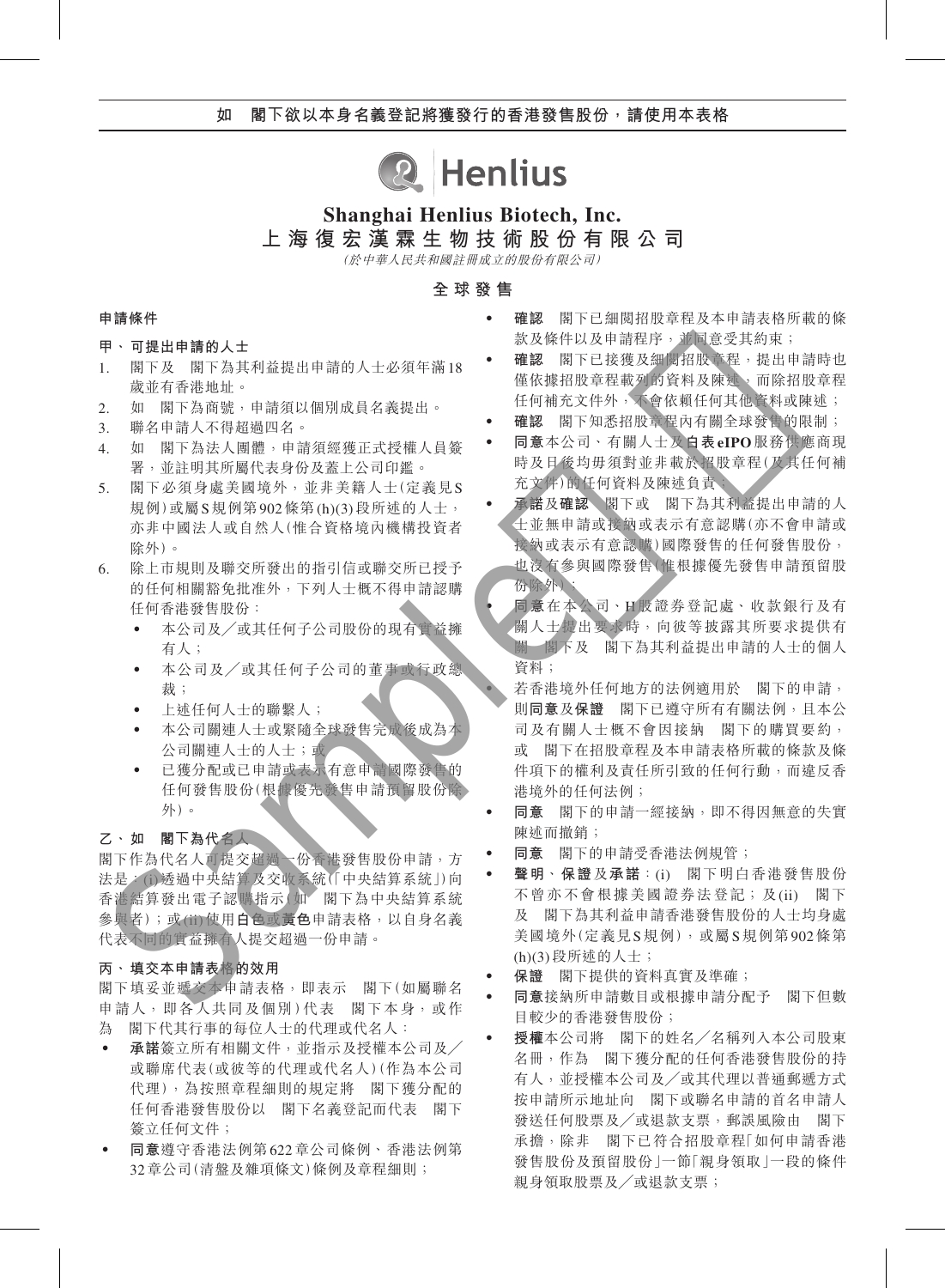**如　閣下欲以本身名義登記將獲發行的香港發售股份，請使用本表格**

# Shanghai Henlius Biotech, Inc.
# 上海復宏漢霖生物技術股份有限公司

*(於中華人民共和國註冊成立的股份有限公司)*

## 全球發售

### 申請條件

#### 甲、可提出申請的人士

1. 閣下及　閣下為其利益提出申請的人士必須年滿18歲並有香港地址。
2. 如　閣下為商號，申請須以個別成員名義提出。
3. 聯名申請人不得超過四名。
4. 如　閣下為法人團體，申請須經獲正式授權人員簽署，並註明其所屬代表身份及蓋上公司印鑑。
5. 閣下必須身處美國境外，並非美籍人士(定義見S規例)或屬S規例第902條第(h)(3)段所述的人士，亦非中國法人或自然人(惟合資格境內機構投資者除外)。
6. 除上市規則及聯交所發出的指引信或聯交所已授予的任何相關豁免批准外，下列人士概不得申請認購任何香港發售股份：
   - 本公司及／或其任何子公司股份的現有實益擁有人；
   - 本公司及／或其任何子公司的董事或行政總裁；
   - 上述任何人士的聯繫人；
   - 本公司關連人士或緊隨全球發售完成後成為本公司關連人士的人士；或
   - 已獲分配或已申請或表示有意申請國際發售的任何發售股份(根據優先發售申請預留股份除外)。

#### 乙、如　閣下為代名人

閣下作為代名人可提交超過一份香港發售股份申請，方法是：(i)透過中央結算及交收系統(「中央結算系統」)向香港結算發出電子認購指示(如　閣下為中央結算系統參與者)；或(ii)使用**白色**或**黃色**申請表格，以自身名義代表不同的實益擁有人提交超過一份申請。

#### 丙、填交本申請表格的效用

閣下填妥並遞交本申請表格，即表示　閣下(如屬聯名申請人，即各人共同及個別)代表　閣下本身，或作為　閣下代其行事的每位人士的代理或代名人：

- **承諾**簽立所有相關文件，並指示及授權本公司及／或聯席代表(或彼等的代理或代名人)(作為本公司代理)，為按照章程細則的規定將　閣下獲分配的任何香港發售股份以　閣下名義登記而代表　閣下簽立任何文件；
- **同意**遵守香港法例第622章公司條例、香港法例第32章公司(清盤及雜項條文)條例及章程細則；
- **確認**　閣下已細閱招股章程及本申請表格所載的條款及條件以及申請程序，並同意受其約束；
- **確認**　閣下已接獲及細閱招股章程，提出申請時也僅依據招股章程載列的資料及陳述，而除招股章程任何補充文件外，不會依賴任何其他資料或陳述；
- **確認**　閣下知悉招股章程內有關全球發售的限制；
- **同意**本公司、有關人士及**白表eIPO**服務供應商現時及日後均毋須對並非載於招股章程(及其任何補充文件)的任何資料及陳述負責；
- **承諾**及**確認**　閣下或　閣下為其利益提出申請的人士並無申請或接納或表示有意認購(亦不會申請或接納或表示有意認購)國際發售的任何發售股份，也沒有參與國際發售(惟根據優先發售申請預留股份除外)；
- **同意**在本公司、H股證券登記處、收款銀行及有關人士提出要求時，向彼等披露其所要求提供有關　閣下及　閣下為其利益提出申請的人士的個人資料；
- 若香港境外任何地方的法例適用於　閣下的申請，則**同意**及**保證**　閣下已遵守所有有關法例，且本公司及有關人士概不會因接納　閣下的購買要約，或　閣下在招股章程及本申請表格所載的條款及條件項下的權利及責任所引致的任何行動，而違反香港境外的任何法例；
- **同意**　閣下的申請一經接納，即不得因無意的失實陳述而撤銷；
- **同意**　閣下的申請受香港法例規管；
- **聲明**、**保證**及**承諾**：(i)　閣下明白香港發售股份不曾亦不會根據美國證券法登記；及(ii)　閣下及　閣下為其利益申請香港發售股份的人士均身處美國境外(定義見S規例)，或屬S規例第902條第(h)(3)段所述的人士；
- **保證**　閣下提供的資料真實及準確；
- **同意**接納所申請數目或根據申請分配予　閣下但數目較少的香港發售股份；
- **授權**本公司將　閣下的姓名／名稱列入本公司股東名冊，作為　閣下獲分配的任何香港發售股份的持有人，並授權本公司及／或其代理以普通郵遞方式按申請所示地址向　閣下或聯名申請的首名申請人發送任何股票及／或退款支票，郵誤風險由　閣下承擔，除非　閣下已符合招股章程「如何申請香港發售股份及預留股份」一節「親身領取」一段的條件親身領取股票及／或退款支票；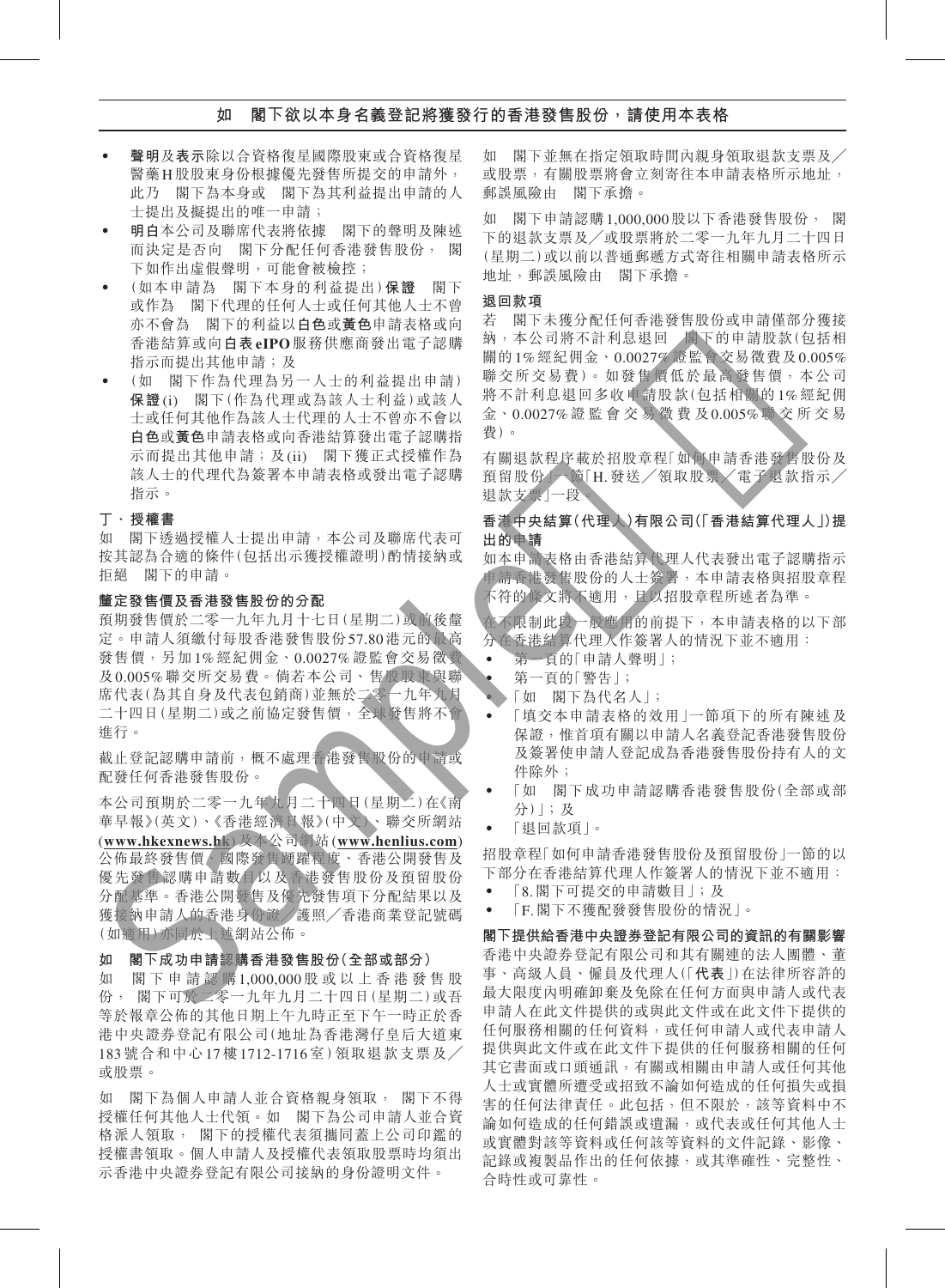## 如　閣下欲以本身名義登記將獲發行的香港發售股份，請使用本表格

- **聲明**及**表示**除以合資格復星國際股東或合資格復星醫藥H股股東身份根據優先發售所提交的申請外，此乃　閣下為本身或　閣下為其利益提出申請的人士提出及擬提出的唯一申請；
- **明白**本公司及聯席代表將依據　閣下的聲明及陳述而決定是否向　閣下分配任何香港發售股份，　閣下如作出虛假聲明，可能會被檢控；
- (如本申請為　閣下本身的利益提出)**保證**　閣下或作為　閣下代理的任何人士或任何其他人士不曾亦不會為　閣下的利益以**白色**或**黃色**申請表格或向香港結算或向**白表eIPO**服務供應商發出電子認購指示而提出其他申請；及
- (如　閣下作為代理為另一人士的利益提出申請)**保證**(i)　閣下(作為代理或為該人士利益)或該人士或任何其他作為該人士代理的人士不曾亦不會以**白色**或**黃色**申請表格或向香港結算發出電子認購指示而提出其他申請；及(ii)　閣下獲正式授權作為該人士的代理代為簽署本申請表格或發出電子認購指示。

### 丁、授權書

如　閣下透過授權人士提出申請，本公司及聯席代表可按其認為合適的條件(包括出示獲授權證明)酌情接納或拒絕　閣下的申請。

### 釐定發售價及香港發售股份的分配

預期發售價於二零一九年九月十七日(星期二)或前後釐定。申請人須繳付每股香港發售股份57.80港元的最高發售價，另加1%經紀佣金、0.0027%證監會交易徵費及0.005%聯交所交易費。倘若本公司、售股股東與聯席代表(為其自身及代表包銷商)並無於二零一九年九月二十四日(星期二)或之前協定發售價，全球發售將不會進行。

截止登記認購申請前，概不處理香港發售股份的申請或配發任何香港發售股份。

本公司預期於二零一九年九月二十四日(星期二)在《南華早報》(英文)、《香港經濟日報》(中文)、聯交所網站(**www.hkexnews.hk**)及本公司網站(**www.henlius.com**)公佈最終發售價、國際發售踴躍程度、香港公開發售及優先發售認購申請數目以及香港發售股份及預留股份分配基準。香港公開發售及優先發售項下分配結果以及獲接納申請人的香港身份證／護照／香港商業登記號碼(如適用)亦同於上述網站公佈。

### 如　閣下成功申請認購香港發售股份(全部或部分)

如　閣下申請認購1,000,000股或以上香港發售股份，　閣下可於二零一九年九月二十四日(星期二)或吾等於報章公佈的其他日期上午九時正至下午一時正於香港中央證券登記有限公司(地址為香港灣仔皇后大道東183號合和中心17樓1712-1716室)領取退款支票及／或股票。

如　閣下為個人申請人並合資格親身領取，　閣下不得授權任何其他人士代領。如　閣下為公司申請人並合資格派人領取，　閣下的授權代表須攜同蓋上公司印鑑的授權書領取。個人申請人及授權代表領取股票時均須出示香港中央證券登記有限公司接納的身份證明文件。

如　閣下並無在指定領取時間內親身領取退款支票及／或股票，有關股票將會立刻寄往本申請表格所示地址，郵誤風險由　閣下承擔。

如　閣下申請認購1,000,000股以下香港發售股份，　閣下的退款支票及／或股票將於二零一九年九月二十四日(星期二)或以前以普通郵遞方式寄往相關申請表格所示地址，郵誤風險由　閣下承擔。

### 退回款項

若　閣下未獲分配任何香港發售股份或申請僅部分獲接納，本公司將不計利息退回　閣下的申請股款(包括相關的1%經紀佣金、0.0027%證監會交易徵費及0.005%聯交所交易費)。如發售價低於最高發售價，本公司將不計利息退回多收申請股款(包括相關的1%經紀佣金、0.0027%證監會交易徵費及0.005%聯交所交易費)。

有關退款程序載於招股章程「如何申請香港發售股份及預留股份」一節「H.發送／領取股票／電子退款指示／退款支票」一段。

### 香港中央結算(代理人)有限公司(「香港結算代理人」)提出的申請

如本申請表格由香港結算代理人代表發出電子認購指示申請香港發售股份的人士簽署，本申請表格與招股章程不符的條文將不適用，且以招股章程所述者為準。

在不限制此段一般應用的前提下，本申請表格的以下部分在香港結算代理人作簽署人的情況下並不適用：

- 第一頁的「申請人聲明」；
- 第一頁的「警告」；
- 「如　閣下為代名人」；
- 「填交本申請表格的效用」一節項下的所有陳述及保證，惟首項有關以申請人名義登記香港發售股份及簽署使申請人登記成為香港發售股份持有人的文件除外；
- 「如　閣下成功申請認購香港發售股份(全部或部分)」；及
- 「退回款項」。

招股章程「如何申請香港發售股份及預留股份」一節的以下部分在香港結算代理人作簽署人的情況下並不適用：

- 「8.閣下可提交的申請數目」；及
- 「F.閣下不獲配發發售股份的情況」。

### 閣下提供給香港中央證券登記有限公司的資訊的有關影響

香港中央證券登記有限公司和其有關連的法人團體、董事、高級人員、僱員及代理人(「**代表**」)在法律所容許的最大限度內明確卸棄及免除在任何方面與申請人或代表申請人在此文件提供的或與此文件或在此文件下提供的任何服務相關的任何資料，或任何申請人或代表申請人提供與此文件或在此文件下提供的任何服務相關的任何其它書面或口頭通訊，有關或相關由申請人或任何其他人士或實體所遭受或招致不論如何造成的任何損失或損害的任何法律責任。此包括，但不限於，該等資料中不論如何造成的任何錯誤或遺漏，或代表或任何其他人士或實體對該等資料或任何該等資料的文件記錄、影像、記錄或複製品作出的任何依據，或其準確性、完整性、合時性或可靠性。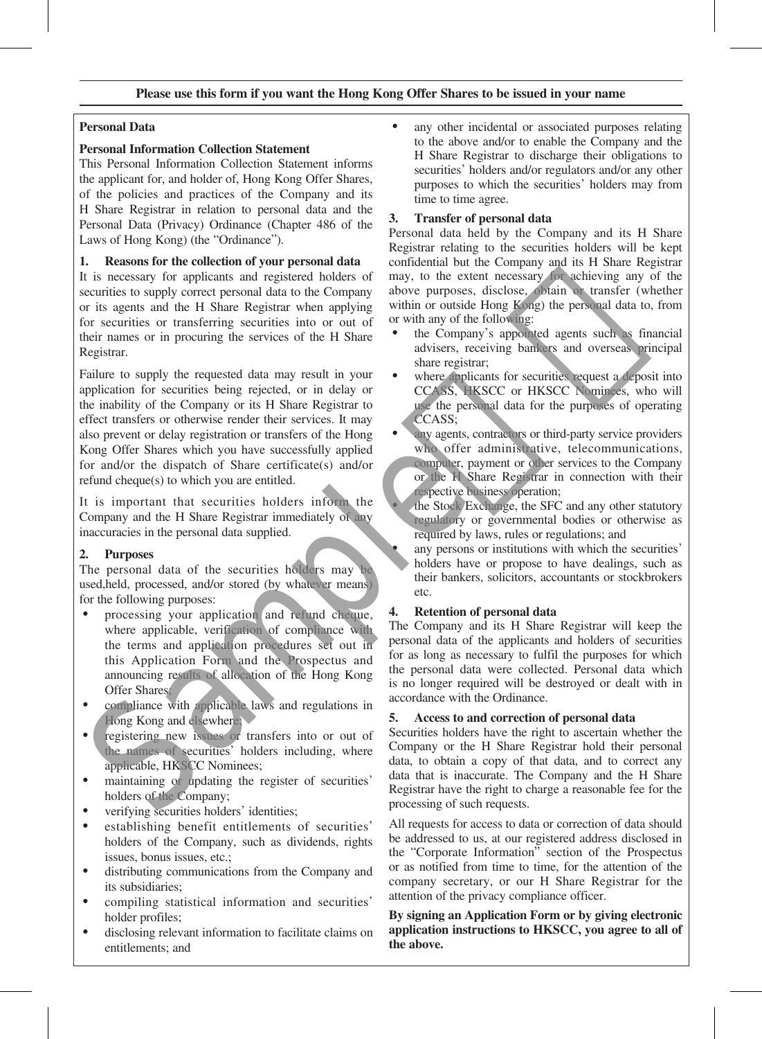**Please use this form if you want the Hong Kong Offer Shares to be issued in your name**

## Personal Data

### Personal Information Collection Statement

This Personal Information Collection Statement informs the applicant for, and holder of, Hong Kong Offer Shares, of the policies and practices of the Company and its H Share Registrar in relation to personal data and the Personal Data (Privacy) Ordinance (Chapter 486 of the Laws of Hong Kong) (the "Ordinance").

### 1. Reasons for the collection of your personal data

It is necessary for applicants and registered holders of securities to supply correct personal data to the Company or its agents and the H Share Registrar when applying for securities or transferring securities into or out of their names or in procuring the services of the H Share Registrar.

Failure to supply the requested data may result in your application for securities being rejected, or in delay or the inability of the Company or its H Share Registrar to effect transfers or otherwise render their services. It may also prevent or delay registration or transfers of the Hong Kong Offer Shares which you have successfully applied for and/or the dispatch of Share certificate(s) and/or refund cheque(s) to which you are entitled.

It is important that securities holders inform the Company and the H Share Registrar immediately of any inaccuracies in the personal data supplied.

### 2. Purposes

The personal data of the securities holders may be used,held, processed, and/or stored (by whatever means) for the following purposes:

- processing your application and refund cheque, where applicable, verification of compliance with the terms and application procedures set out in this Application Form and the Prospectus and announcing results of allocation of the Hong Kong Offer Shares;
- compliance with applicable laws and regulations in Hong Kong and elsewhere;
- registering new issues or transfers into or out of the names of securities' holders including, where applicable, HKSCC Nominees;
- maintaining or updating the register of securities' holders of the Company;
- verifying securities holders' identities;
- establishing benefit entitlements of securities' holders of the Company, such as dividends, rights issues, bonus issues, etc.;
- distributing communications from the Company and its subsidiaries;
- compiling statistical information and securities' holder profiles;
- disclosing relevant information to facilitate claims on entitlements; and
- any other incidental or associated purposes relating to the above and/or to enable the Company and the H Share Registrar to discharge their obligations to securities' holders and/or regulators and/or any other purposes to which the securities' holders may from time to time agree.

### 3. Transfer of personal data

Personal data held by the Company and its H Share Registrar relating to the securities holders will be kept confidential but the Company and its H Share Registrar may, to the extent necessary for achieving any of the above purposes, disclose, obtain or transfer (whether within or outside Hong Kong) the personal data to, from or with any of the following:

- the Company's appointed agents such as financial advisers, receiving bankers and overseas principal share registrar;
- where applicants for securities request a deposit into CCASS, HKSCC or HKSCC Nominees, who will use the personal data for the purposes of operating CCASS;
- any agents, contractors or third-party service providers who offer administrative, telecommunications, computer, payment or other services to the Company or the H Share Registrar in connection with their respective business operation;
- the Stock Exchange, the SFC and any other statutory regulatory or governmental bodies or otherwise as required by laws, rules or regulations; and
- any persons or institutions with which the securities' holders have or propose to have dealings, such as their bankers, solicitors, accountants or stockbrokers etc.

### 4. Retention of personal data

The Company and its H Share Registrar will keep the personal data of the applicants and holders of securities for as long as necessary to fulfil the purposes for which the personal data were collected. Personal data which is no longer required will be destroyed or dealt with in accordance with the Ordinance.

### 5. Access to and correction of personal data

Securities holders have the right to ascertain whether the Company or the H Share Registrar hold their personal data, to obtain a copy of that data, and to correct any data that is inaccurate. The Company and the H Share Registrar have the right to charge a reasonable fee for the processing of such requests.

All requests for access to data or correction of data should be addressed to us, at our registered address disclosed in the "Corporate Information" section of the Prospectus or as notified from time to time, for the attention of the company secretary, or our H Share Registrar for the attention of the privacy compliance officer.

**By signing an Application Form or by giving electronic application instructions to HKSCC, you agree to all of the above.**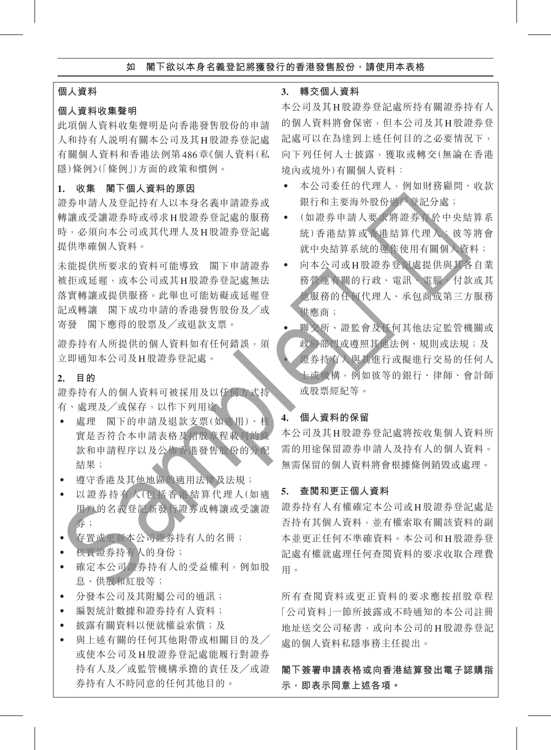**如　閣下欲以本身名義登記將獲發行的香港發售股份，請使用本表格**

## 個人資料

### 個人資料收集聲明

此項個人資料收集聲明是向香港發售股份的申請人和持有人說明有關本公司及其H股證券登記處有關個人資料和香港法例第486章《個人資料(私隱)條例》(「條例」)方面的政策和慣例。

### 1. 收集　閣下個人資料的原因

證券申請人及登記持有人以本身名義申請證券或轉讓或受讓證券時或尋求H股證券登記處的服務時，必須向本公司或其代理人及H股證券登記處提供準確個人資料。

未能提供所要求的資料可能導致　閣下申請證券被拒或延遲，或本公司或其H股證券登記處無法落實轉讓或提供服務。此舉也可能妨礙或延遲登記或轉讓　閣下成功申請的香港發售股份及／或寄發　閣下應得的股票及／或退款支票。

證券持有人所提供的個人資料如有任何錯誤，須立即通知本公司及H股證券登記處。

### 2. 目的

證券持有人的個人資料可被採用及以任何方式持有、處理及／或保存，以作下列用途：

- 處理　閣下的申請及退款支票(如適用)、核實是否符合本申請表格及招股章程載列的條款和申請程序以及公佈香港發售股份的分配結果；
- 遵守香港及其他地區的適用法律及法規；
- 以證券持有人(包括香港結算代理人(如適用))的名義登記新發行證券或轉讓或受讓證券；
- 存置或更新本公司證券持有人的名冊；
- 核實證券持有人的身份；
- 確定本公司證券持有人的受益權利，例如股息、供股和紅股等；
- 分發本公司及其附屬公司的通訊；
- 編製統計數據和證券持有人資料；
- 披露有關資料以便就權益索償；及
- 與上述有關的任何其他附帶或相關目的及／或使本公司及H股證券登記處能履行對證券持有人及／或監管機構承擔的責任及／或證券持有人不時同意的任何其他目的。

### 3. 轉交個人資料

本公司及其H股證券登記處所持有關證券持有人的個人資料將會保密，但本公司及其H股證券登記處可以在為達到上述任何目的之必要情況下，向下列任何人士披露，獲取或轉交(無論在香港境內或境外)有關個人資料：

- 本公司委任的代理人，例如財務顧問、收款銀行和主要海外股份過戶登記分處；
- (如證券申請人要求將證券存於中央結算系統)香港結算或香港結算代理人；彼等將會就中央結算系統的運作使用有關個人資料；
- 向本公司或H股證券登記處提供與其各自業務營運有關的行政、電訊、電腦、付款或其他服務的任何代理人、承包商或第三方服務供應商；
- 聯交所、證監會及任何其他法定監管機關或政府部門或遵照其他法例、規則或法規；及
- 證券持有人與其進行或擬進行交易的任何人士或機構，例如彼等的銀行、律師、會計師或股票經紀等。

### 4. 個人資料的保留

本公司及其H股證券登記處將按收集個人資料所需的用途保留證券申請人及持有人的個人資料。無需保留的個人資料將會根據條例銷毀或處理。

### 5. 查閱和更正個人資料

證券持有人有權確定本公司或H股證券登記處是否持有其個人資料，並有權索取有關該資料的副本並更正任何不準確資料。本公司和H股證券登記處有權就處理任何查閱資料的要求收取合理費用。

所有查閱資料或更正資料的要求應按招股章程「公司資料」一節所披露或不時通知的本公司註冊地址送交公司秘書，或向本公司的H股證券登記處的個人資料私隱事務主任提出。

**閣下簽署申請表格或向香港結算發出電子認購指示，即表示同意上述各項。**